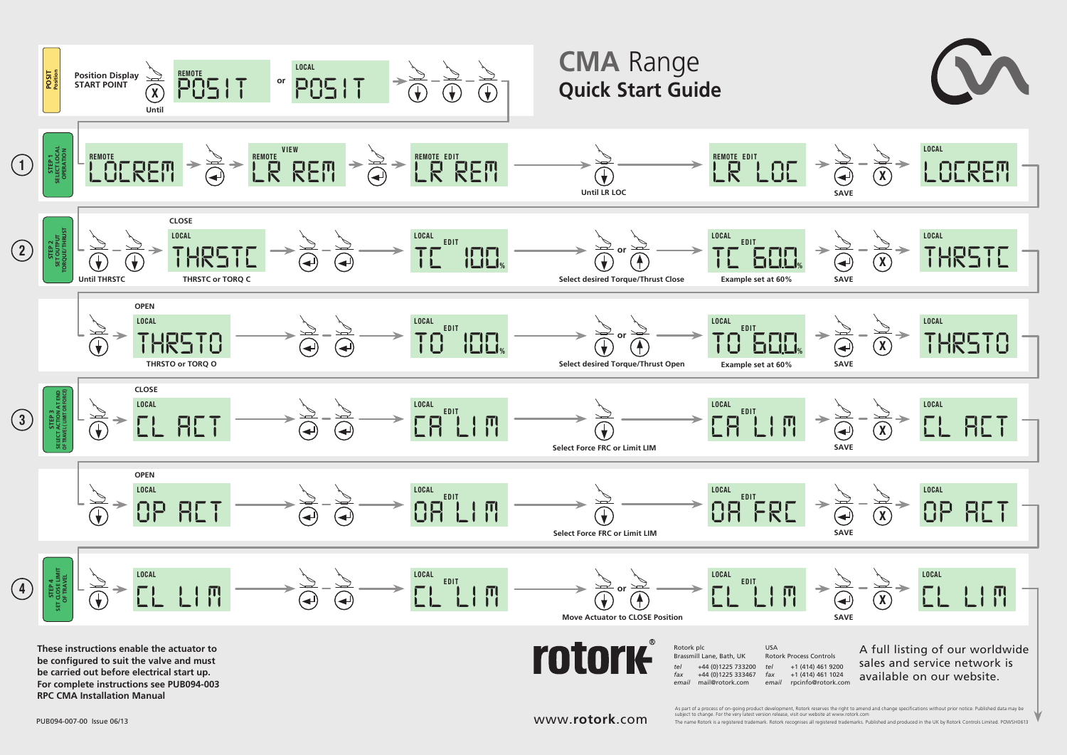# CMA Range
## Quick Start Guide

**POSIT** Position

**Position Display START POINT** — Until — REMOTE POSIT or LOCAL POSIT

### STEP 1 – SELECT LOCAL OPERATION

REMOTE LOCREM → REMOTE VIEW LR REM → REMOTE EDIT LR REM → Until LR LOC → REMOTE EDIT LR LOC → SAVE → LOCAL LOCREM

### STEP 2 – SET OUTPUT TORQUE/THRUST

**CLOSE**

Until THRSTC → LOCAL THRSTC (THRSTC or TORQ C) → LOCAL EDIT TC 100% → Select desired Torque/Thrust Close → LOCAL EDIT TC 60.0% (Example set at 60%) → SAVE → LOCAL THRSTC

**OPEN**

LOCAL THRSTO (THRSTO or TORQ O) → LOCAL EDIT TO 100% → Select desired Torque/Thrust Open → LOCAL EDIT TO 60.0% (Example set at 60%) → SAVE → LOCAL THRSTO

### STEP 3 – SELECT ACTION AT END OF TRAVEL (LIMIT OR FORCE)

**CLOSE**

LOCAL CL ACT → LOCAL EDIT CA LIM → Select Force FRC or Limit LIM → LOCAL EDIT CA LIM → SAVE → LOCAL CL ACT

**OPEN**

LOCAL OP ACT → LOCAL EDIT OA LIM → Select Force FRC or Limit LIM → LOCAL EDIT OA FRC → SAVE → LOCAL OP ACT

### STEP 4 – SET CLOSE LIMIT OF TRAVEL

LOCAL CL LIM → LOCAL EDIT CL LIM → Move Actuator to CLOSE Position → LOCAL EDIT CL LIM → SAVE → LOCAL CL LIM

**These instructions enable the actuator to be configured to suit the valve and must be carried out before electrical start up. For complete instructions see PUB094-003 RPC CMA Installation Manual**

rotork®

Rotork plc
Brassmill Lane, Bath, UK
*tel* +44 (0)1225 733200
*fax* +44 (0)1225 333467
*email* mail@rotork.com

USA
Rotork Process Controls
*tel* +1 (414) 461 9200
*fax* +1 (414) 461 1024
*email* rpcinfo@rotork.com

A full listing of our worldwide sales and service network is available on our website.

www.rotork.com

As part of a process of on-going product development, Rotork reserves the right to amend and change specifications without prior notice. Published data may be subject to change. For the very latest version release, visit our website at www.rotork.com

The name Rotork is a registered trademark. Rotork recognises all registered trademarks. Published and produced in the UK by Rotork Controls Limited. POWSH0613

PUB094-007-00 Issue 06/13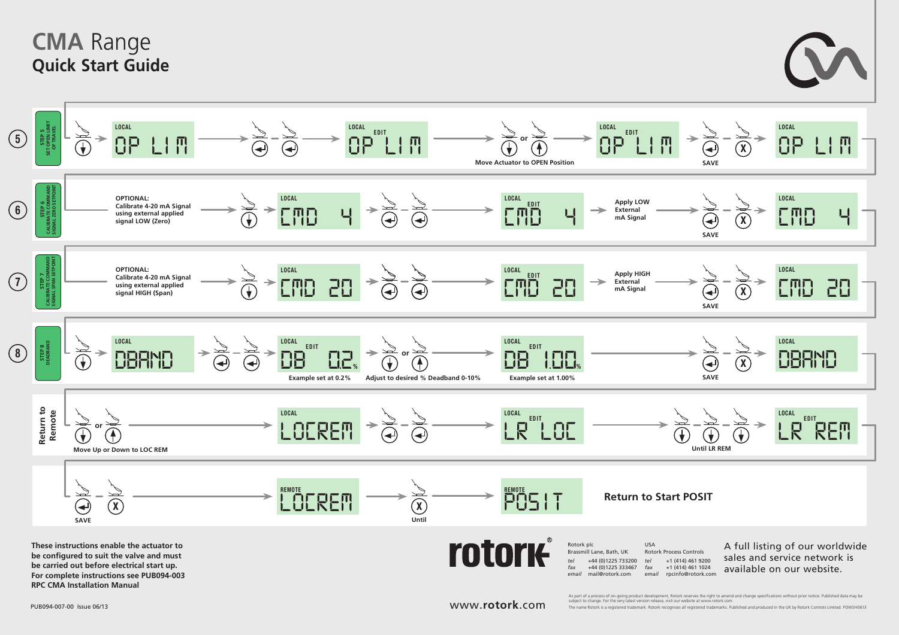# **CMA** Range
## Quick Start Guide

**5** — STEP 5 SET OPEN LIMIT OF TRAVEL

LOCAL OP LIM → LOCAL EDIT OP LIM → or — Move Actuator to OPEN Position → LOCAL EDIT OP LIM → SAVE → LOCAL OP LIM

**6** — STEP 6 CALIBRATE COMMAND SIGNAL ZERO SETPOINT

**OPTIONAL: Calibrate 4-20 mA Signal using external applied signal LOW (Zero)** → LOCAL CMD 4 → LOCAL EDIT CMD 4 → Apply LOW External mA Signal → SAVE → LOCAL CMD 4

**7** — STEP 7 CALIBRATE COMMAND SIGNAL SPAN SETPOINT

**OPTIONAL: Calibrate 4-20 mA Signal using external applied signal HIGH (Span)** → LOCAL CMD 20 → LOCAL EDIT CMD 20 → Apply HIGH External mA Signal → SAVE → LOCAL CMD 20

**8** — STEP 8 DEADBAND

LOCAL DBAND → LOCAL EDIT DB 0.2% — Example set at 0.2% → or — Adjust to desired % Deadband 0-10% → LOCAL EDIT DB 1.00% — Example set at 1.00% → SAVE → LOCAL DBAND

**Return to Remote**

or — Move Up or Down to LOC REM → LOCAL LOCREM → LOCAL EDIT LR LOC → Until LR REM → LOCAL EDIT LR REM

SAVE → REMOTE LOCREM → Until → REMOTE POSIT — **Return to Start POSIT**

**These instructions enable the actuator to be configured to suit the valve and must be carried out before electrical start up. For complete instructions see PUB094-003 RPC CMA Installation Manual**

rotork®

Rotork plc
Brassmill Lane, Bath, UK
*tel* +44 (0)1225 733200
*fax* +44 (0)1225 333467
*email* mail@rotork.com

USA
Rotork Process Controls
*tel* +1 (414) 461 9200
*fax* +1 (414) 461 1024
*email* rpcinfo@rotork.com

A full listing of our worldwide sales and service network is available on our website.

www.**rotork**.com

As part of a process of on-going product development, Rotork reserves the right to amend and change specifications without prior notice. Published data may be subject to change. For the very latest version release, visit our website at www.rotork.com

The name Rotork is a registered trademark. Rotork recognises all registered trademarks. Published and produced in the UK by Rotork Controls Limited. POWSH0613

PUB094-007-00 Issue 06/13